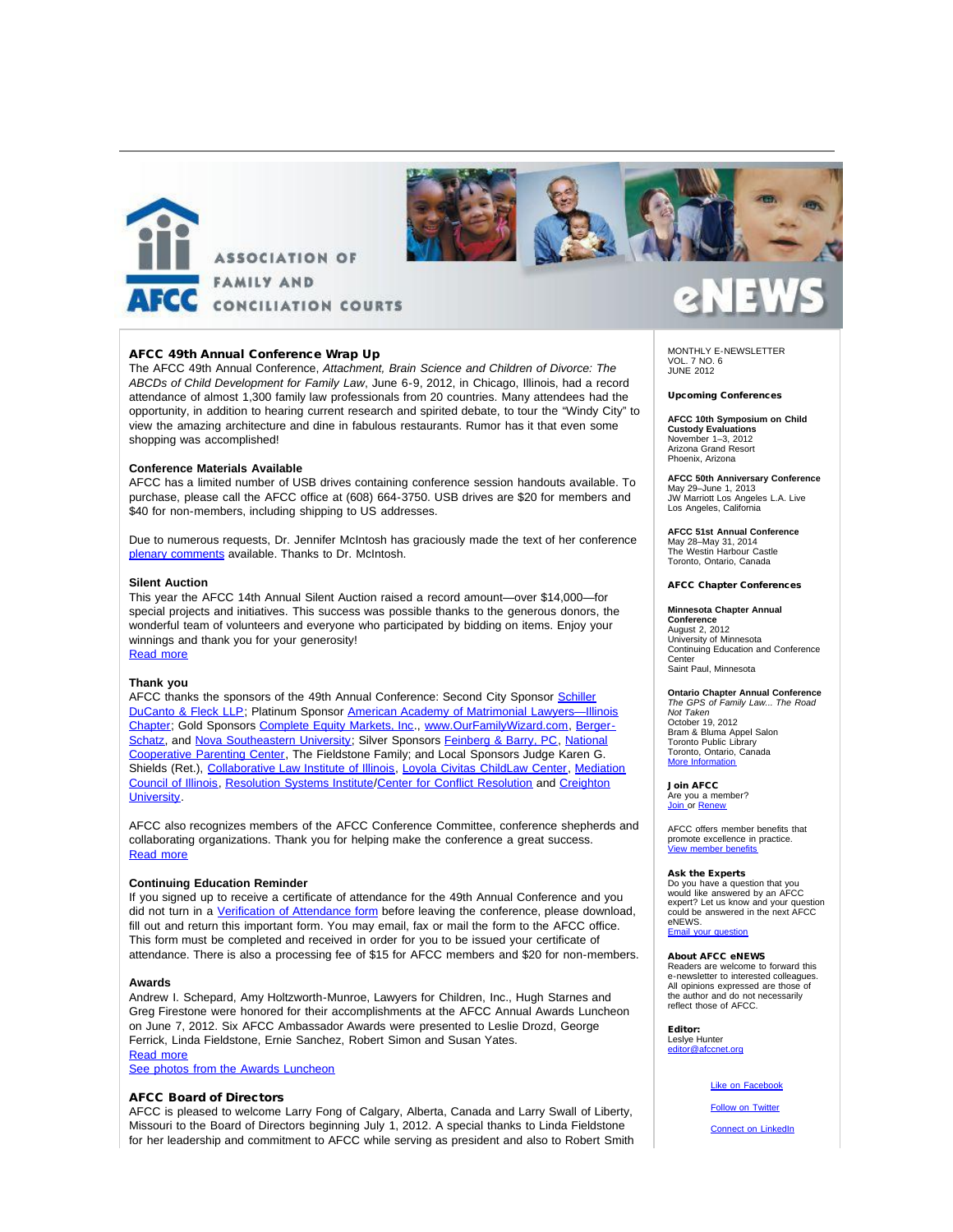# ASSOCIATION OF FAMILY AND CONCILIATION COURTS

# eNEWS

## AFCC 49th Annual Conference Wrap Up

The AFCC 49th Annual Conference, *Attachment, Brain Science and Children of Divorce: The ABCDs of Child Development for Family Law*, June 6-9, 2012, in Chicago, Illinois, had a record attendance of almost 1,300 family law professionals from 20 countries. Many attendees had the opportunity, in addition to hearing current research and spirited debate, to tour the "Windy City" to view the amazing architecture and dine in fabulous restaurants. Rumor has it that even some shopping was accomplished!

### Conference Materials Available

AFCC has a limited number of USB drives containing conference session handouts available. To purchase, please call the AFCC office at (608) 664-3750. USB drives are $20 for members and $40 for non-members, including shipping to US addresses.

Due to numerous requests, Dr. Jennifer McIntosh has graciously made the text of her conference plenary comments available. Thanks to Dr. McIntosh.

### Silent Auction

This year the AFCC 14th Annual Silent Auction raised a record amount—over $14,000—for special projects and initiatives. This success was possible thanks to the generous donors, the wonderful team of volunteers and everyone who participated by bidding on items. Enjoy your winnings and thank you for your generosity!
Read more

### Thank you

AFCC thanks the sponsors of the 49th Annual Conference: Second City Sponsor Schiller DuCanto & Fleck LLP; Platinum Sponsor American Academy of Matrimonial Lawyers—Illinois Chapter; Gold Sponsors Complete Equity Markets, Inc., www.OurFamilyWizard.com, Berger-Schatz, and Nova Southeastern University; Silver Sponsors Feinberg & Barry, PC, National Cooperative Parenting Center, The Fieldstone Family; and Local Sponsors Judge Karen G. Shields (Ret.), Collaborative Law Institute of Illinois, Loyola Civitas ChildLaw Center, Mediation Council of Illinois, Resolution Systems Institute/Center for Conflict Resolution and Creighton University.

AFCC also recognizes members of the AFCC Conference Committee, conference shepherds and collaborating organizations. Thank you for helping make the conference a great success.
Read more

### Continuing Education Reminder

If you signed up to receive a certificate of attendance for the 49th Annual Conference and you did not turn in a Verification of Attendance form before leaving the conference, please download, fill out and return this important form. You may email, fax or mail the form to the AFCC office. This form must be completed and received in order for you to be issued your certificate of attendance. There is also a processing fee of $15 for AFCC members and $20 for non-members.

### Awards

Andrew I. Schepard, Amy Holtzworth-Munroe, Lawyers for Children, Inc., Hugh Starnes and Greg Firestone were honored for their accomplishments at the AFCC Annual Awards Luncheon on June 7, 2012. Six AFCC Ambassador Awards were presented to Leslie Drozd, George Ferrick, Linda Fieldstone, Ernie Sanchez, Robert Simon and Susan Yates.
Read more
See photos from the Awards Luncheon

## AFCC Board of Directors

AFCC is pleased to welcome Larry Fong of Calgary, Alberta, Canada and Larry Swall of Liberty, Missouri to the Board of Directors beginning July 1, 2012. A special thanks to Linda Fieldstone for her leadership and commitment to AFCC while serving as president and also to Robert Smith

---

MONTHLY E-NEWSLETTER
VOL. 7 NO. 6
JUNE 2012

### Upcoming Conferences

**AFCC 10th Symposium on Child Custody Evaluations**
November 1–3, 2012
Arizona Grand Resort
Phoenix, Arizona

**AFCC 50th Anniversary Conference**
May 29–June 1, 2013
JW Marriott Los Angeles L.A. Live
Los Angeles, California

**AFCC 51st Annual Conference**
May 28–May 31, 2014
The Westin Harbour Castle
Toronto, Ontario, Canada

### AFCC Chapter Conferences

**Minnesota Chapter Annual Conference**
August 2, 2012
University of Minnesota
Continuing Education and Conference Center
Saint Paul, Minnesota

**Ontario Chapter Annual Conference**
*The GPS of Family Law... The Road Not Taken*
October 19, 2012
Bram & Bluma Appel Salon
Toronto Public Library
Toronto, Ontario, Canada
More Information

### Join AFCC

Are you a member?
Join or Renew

AFCC offers member benefits that promote excellence in practice.
View member benefits

### Ask the Experts

Do you have a question that you would like answered by an AFCC expert? Let us know and your question could be answered in the next AFCC eNEWS.
Email your question

### About AFCC eNEWS

Readers are welcome to forward this e-newsletter to interested colleagues. All opinions expressed are those of the author and do not necessarily reflect those of AFCC.

**Editor:**
Leslye Hunter
editor@afccnet.org

Like on Facebook

Follow on Twitter

Connect on LinkedIn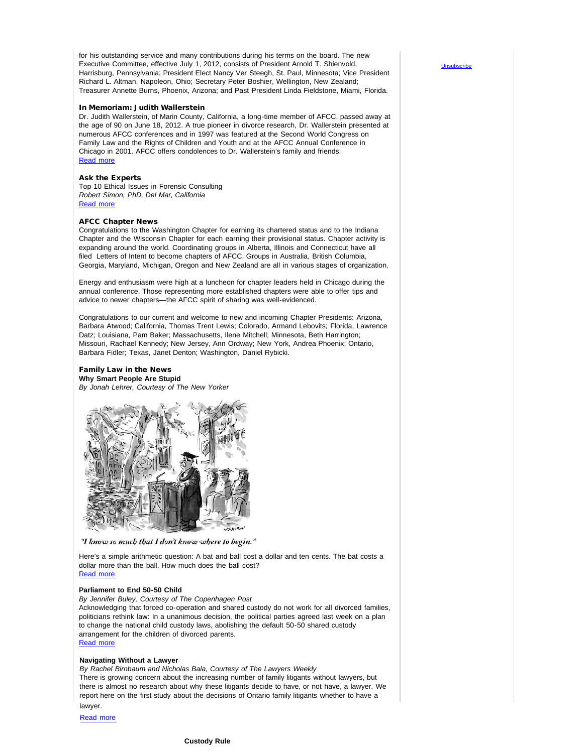for his outstanding service and many contributions during his terms on the board. The new Executive Committee, effective July 1, 2012, consists of President Arnold T. Shienvold, Harrisburg, Pennsylvania; President Elect Nancy Ver Steegh, St. Paul, Minnesota; Vice President Richard L. Altman, Napoleon, Ohio; Secretary Peter Boshier, Wellington, New Zealand; Treasurer Annette Burns, Phoenix, Arizona; and Past President Linda Fieldstone, Miami, Florida.

Unsubscribe

### In Memoriam: Judith Wallerstein

Dr. Judith Wallerstein, of Marin County, California, a long-time member of AFCC, passed away at the age of 90 on June 18, 2012. A true pioneer in divorce research, Dr. Wallerstein presented at numerous AFCC conferences and in 1997 was featured at the Second World Congress on Family Law and the Rights of Children and Youth and at the AFCC Annual Conference in Chicago in 2001. AFCC offers condolences to Dr. Wallerstein's family and friends.

Read more

### Ask the Experts

Top 10 Ethical Issues in Forensic Consulting

*Robert Simon, PhD, Del Mar, California*

Read more

### AFCC Chapter News

Congratulations to the Washington Chapter for earning its chartered status and to the Indiana Chapter and the Wisconsin Chapter for each earning their provisional status. Chapter activity is expanding around the world. Coordinating groups in Alberta, Illinois and Connecticut have all filed Letters of Intent to become chapters of AFCC. Groups in Australia, British Columbia, Georgia, Maryland, Michigan, Oregon and New Zealand are all in various stages of organization.

Energy and enthusiasm were high at a luncheon for chapter leaders held in Chicago during the annual conference. Those representing more established chapters were able to offer tips and advice to newer chapters—the AFCC spirit of sharing was well-evidenced.

Congratulations to our current and welcome to new and incoming Chapter Presidents: Arizona, Barbara Atwood; California, Thomas Trent Lewis; Colorado, Armand Lebovits; Florida, Lawrence Datz; Louisiana, Pam Baker; Massachusetts, Ilene Mitchell; Minnesota, Beth Harrington; Missouri, Rachael Kennedy; New Jersey, Ann Ordway; New York, Andrea Phoenix; Ontario, Barbara Fidler; Texas, Janet Denton; Washington, Daniel Rybicki.

### Family Law in the News

**Why Smart People Are Stupid**

*By Jonah Lehrer, Courtesy of The New Yorker*

*"I know so much that I don't know where to begin."*

Here's a simple arithmetic question: A bat and ball cost a dollar and ten cents. The bat costs a dollar more than the ball. How much does the ball cost?

Read more

**Parliament to End 50-50 Child Custody Rule**

*By Jennifer Buley, Courtesy of The Copenhagen Post*

Acknowledging that forced co-operation and shared custody do not work for all divorced families, politicians rethink law: In a unanimous decision, the political parties agreed last week on a plan to change the national child custody laws, abolishing the default 50-50 shared custody arrangement for the children of divorced parents.

Read more

**Navigating Without a Lawyer**

*By Rachel Birnbaum and Nicholas Bala, Courtesy of The Lawyers Weekly*

There is growing concern about the increasing number of family litigants without lawyers, but there is almost no research about why these litigants decide to have, or not have, a lawyer. We report here on the first study about the decisions of Ontario family litigants whether to have a lawyer.

Read more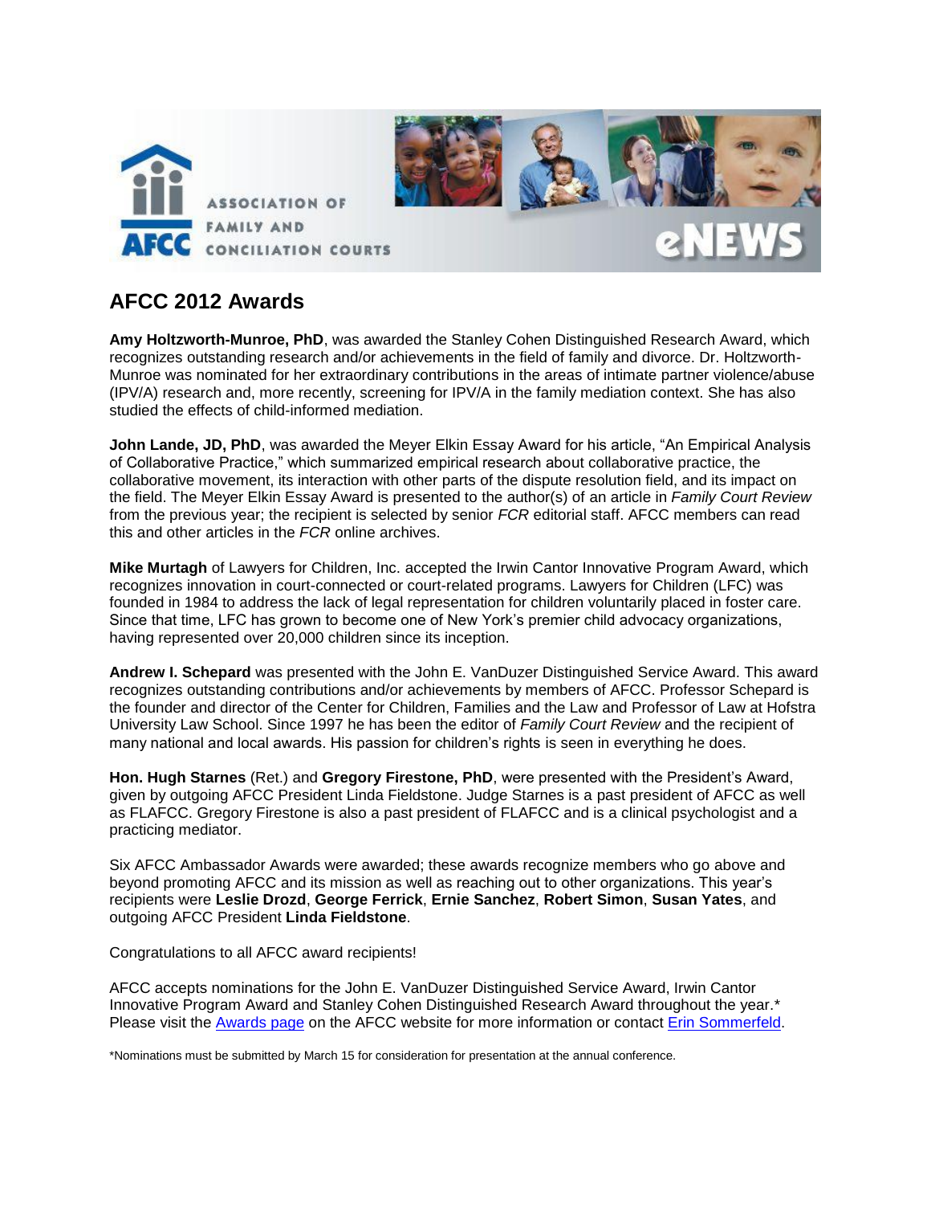## AFCC 2012 Awards

**Amy Holtzworth-Munroe, PhD**, was awarded the Stanley Cohen Distinguished Research Award, which recognizes outstanding research and/or achievements in the field of family and divorce. Dr. Holtzworth-Munroe was nominated for her extraordinary contributions in the areas of intimate partner violence/abuse (IPV/A) research and, more recently, screening for IPV/A in the family mediation context. She has also studied the effects of child-informed mediation.

**John Lande, JD, PhD**, was awarded the Meyer Elkin Essay Award for his article, "An Empirical Analysis of Collaborative Practice," which summarized empirical research about collaborative practice, the collaborative movement, its interaction with other parts of the dispute resolution field, and its impact on the field. The Meyer Elkin Essay Award is presented to the author(s) of an article in *Family Court Review* from the previous year; the recipient is selected by senior *FCR* editorial staff. AFCC members can read this and other articles in the *FCR* online archives.

**Mike Murtagh** of Lawyers for Children, Inc. accepted the Irwin Cantor Innovative Program Award, which recognizes innovation in court-connected or court-related programs. Lawyers for Children (LFC) was founded in 1984 to address the lack of legal representation for children voluntarily placed in foster care. Since that time, LFC has grown to become one of New York's premier child advocacy organizations, having represented over 20,000 children since its inception.

**Andrew I. Schepard** was presented with the John E. VanDuzer Distinguished Service Award. This award recognizes outstanding contributions and/or achievements by members of AFCC. Professor Schepard is the founder and director of the Center for Children, Families and the Law and Professor of Law at Hofstra University Law School. Since 1997 he has been the editor of *Family Court Review* and the recipient of many national and local awards. His passion for children's rights is seen in everything he does.

**Hon. Hugh Starnes** (Ret.) and **Gregory Firestone, PhD**, were presented with the President's Award, given by outgoing AFCC President Linda Fieldstone. Judge Starnes is a past president of AFCC as well as FLAFCC. Gregory Firestone is also a past president of FLAFCC and is a clinical psychologist and a practicing mediator.

Six AFCC Ambassador Awards were awarded; these awards recognize members who go above and beyond promoting AFCC and its mission as well as reaching out to other organizations. This year's recipients were **Leslie Drozd**, **George Ferrick**, **Ernie Sanchez**, **Robert Simon**, **Susan Yates**, and outgoing AFCC President **Linda Fieldstone**.

Congratulations to all AFCC award recipients!

AFCC accepts nominations for the John E. VanDuzer Distinguished Service Award, Irwin Cantor Innovative Program Award and Stanley Cohen Distinguished Research Award throughout the year.* Please visit the Awards page on the AFCC website for more information or contact Erin Sommerfeld.

*Nominations must be submitted by March 15 for consideration for presentation at the annual conference.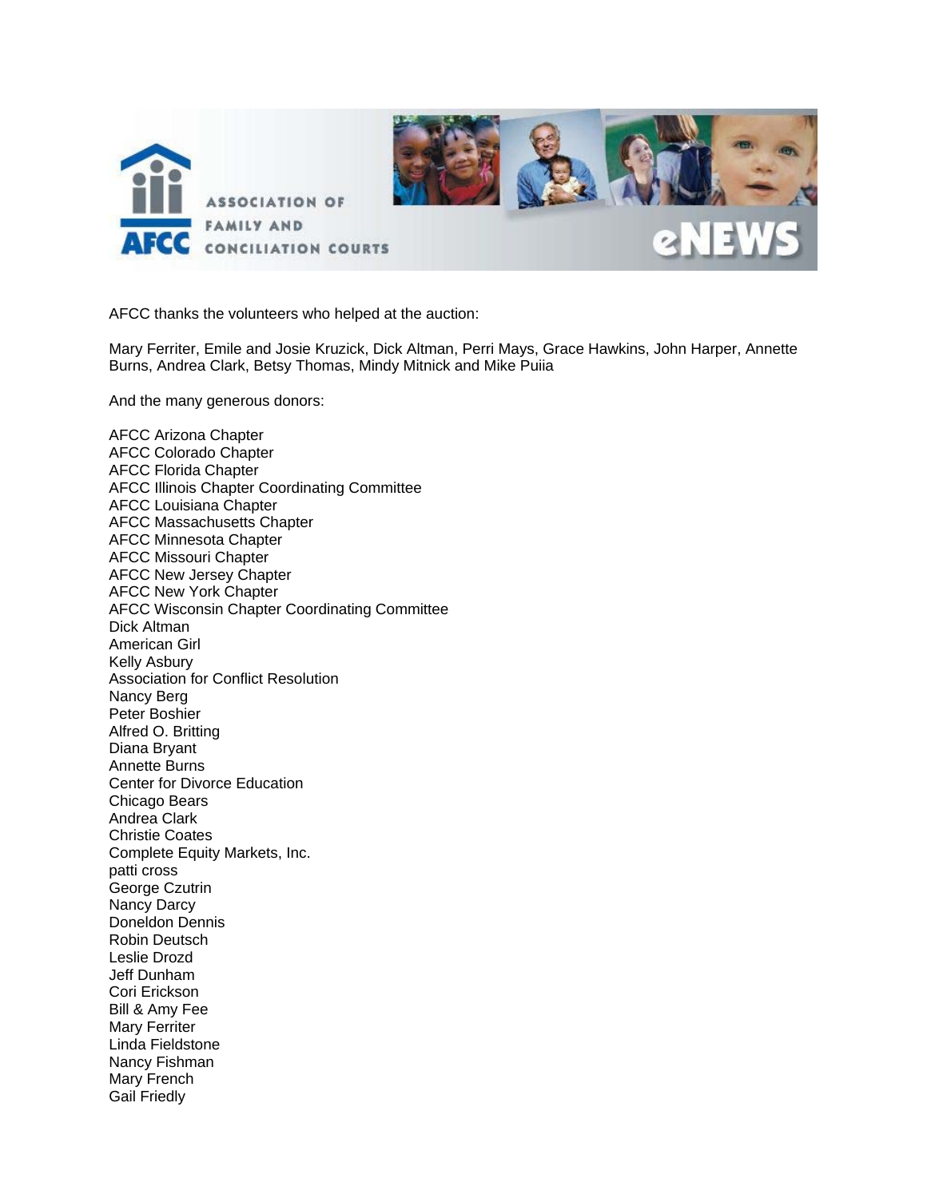AFCC thanks the volunteers who helped at the auction:

Mary Ferriter, Emile and Josie Kruzick, Dick Altman, Perri Mays, Grace Hawkins, John Harper, Annette Burns, Andrea Clark, Betsy Thomas, Mindy Mitnick and Mike Puiia

And the many generous donors:

AFCC Arizona Chapter
AFCC Colorado Chapter
AFCC Florida Chapter
AFCC Illinois Chapter Coordinating Committee
AFCC Louisiana Chapter
AFCC Massachusetts Chapter
AFCC Minnesota Chapter
AFCC Missouri Chapter
AFCC New Jersey Chapter
AFCC New York Chapter
AFCC Wisconsin Chapter Coordinating Committee
Dick Altman
American Girl
Kelly Asbury
Association for Conflict Resolution
Nancy Berg
Peter Boshier
Alfred O. Britting
Diana Bryant
Annette Burns
Center for Divorce Education
Chicago Bears
Andrea Clark
Christie Coates
Complete Equity Markets, Inc.
patti cross
George Czutrin
Nancy Darcy
Doneldon Dennis
Robin Deutsch
Leslie Drozd
Jeff Dunham
Cori Erickson
Bill & Amy Fee
Mary Ferriter
Linda Fieldstone
Nancy Fishman
Mary French
Gail Friedly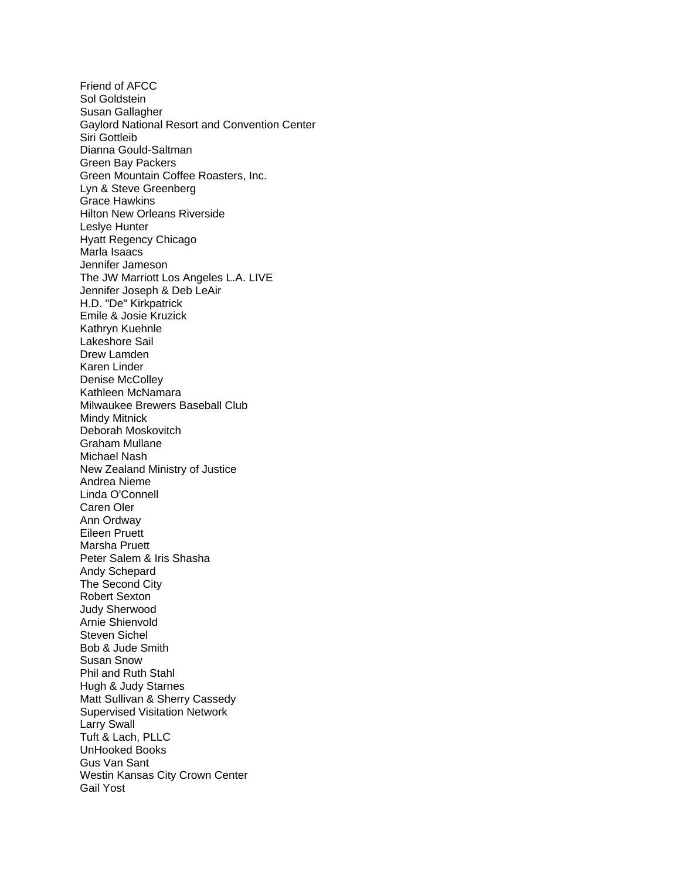Friend of AFCC
Sol Goldstein
Susan Gallagher
Gaylord National Resort and Convention Center
Siri Gottleib
Dianna Gould-Saltman
Green Bay Packers
Green Mountain Coffee Roasters, Inc.
Lyn & Steve Greenberg
Grace Hawkins
Hilton New Orleans Riverside
Leslye Hunter
Hyatt Regency Chicago
Marla Isaacs
Jennifer Jameson
The JW Marriott Los Angeles L.A. LIVE
Jennifer Joseph & Deb LeAir
H.D. "De" Kirkpatrick
Emile & Josie Kruzick
Kathryn Kuehnle
Lakeshore Sail
Drew Lamden
Karen Linder
Denise McColley
Kathleen McNamara
Milwaukee Brewers Baseball Club
Mindy Mitnick
Deborah Moskovitch
Graham Mullane
Michael Nash
New Zealand Ministry of Justice
Andrea Nieme
Linda O'Connell
Caren Oler
Ann Ordway
Eileen Pruett
Marsha Pruett
Peter Salem & Iris Shasha
Andy Schepard
The Second City
Robert Sexton
Judy Sherwood
Arnie Shienvold
Steven Sichel
Bob & Jude Smith
Susan Snow
Phil and Ruth Stahl
Hugh & Judy Starnes
Matt Sullivan & Sherry Cassedy
Supervised Visitation Network
Larry Swall
Tuft & Lach, PLLC
UnHooked Books
Gus Van Sant
Westin Kansas City Crown Center
Gail Yost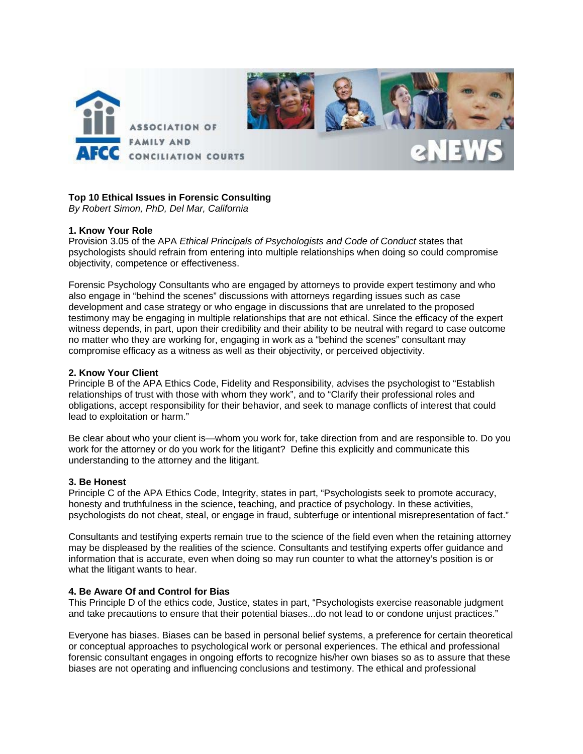**Top 10 Ethical Issues in Forensic Consulting**
*By Robert Simon, PhD, Del Mar, California*

**1. Know Your Role**
Provision 3.05 of the APA *Ethical Principals of Psychologists and Code of Conduct* states that psychologists should refrain from entering into multiple relationships when doing so could compromise objectivity, competence or effectiveness.

Forensic Psychology Consultants who are engaged by attorneys to provide expert testimony and who also engage in "behind the scenes" discussions with attorneys regarding issues such as case development and case strategy or who engage in discussions that are unrelated to the proposed testimony may be engaging in multiple relationships that are not ethical. Since the efficacy of the expert witness depends, in part, upon their credibility and their ability to be neutral with regard to case outcome no matter who they are working for, engaging in work as a "behind the scenes" consultant may compromise efficacy as a witness as well as their objectivity, or perceived objectivity.

**2. Know Your Client**
Principle B of the APA Ethics Code, Fidelity and Responsibility, advises the psychologist to "Establish relationships of trust with those with whom they work", and to "Clarify their professional roles and obligations, accept responsibility for their behavior, and seek to manage conflicts of interest that could lead to exploitation or harm."

Be clear about who your client is—whom you work for, take direction from and are responsible to. Do you work for the attorney or do you work for the litigant? Define this explicitly and communicate this understanding to the attorney and the litigant.

**3. Be Honest**
Principle C of the APA Ethics Code, Integrity, states in part, "Psychologists seek to promote accuracy, honesty and truthfulness in the science, teaching, and practice of psychology. In these activities, psychologists do not cheat, steal, or engage in fraud, subterfuge or intentional misrepresentation of fact."

Consultants and testifying experts remain true to the science of the field even when the retaining attorney may be displeased by the realities of the science. Consultants and testifying experts offer guidance and information that is accurate, even when doing so may run counter to what the attorney's position is or what the litigant wants to hear.

**4. Be Aware Of and Control for Bias**
This Principle D of the ethics code, Justice, states in part, "Psychologists exercise reasonable judgment and take precautions to ensure that their potential biases...do not lead to or condone unjust practices."

Everyone has biases. Biases can be based in personal belief systems, a preference for certain theoretical or conceptual approaches to psychological work or personal experiences. The ethical and professional forensic consultant engages in ongoing efforts to recognize his/her own biases so as to assure that these biases are not operating and influencing conclusions and testimony. The ethical and professional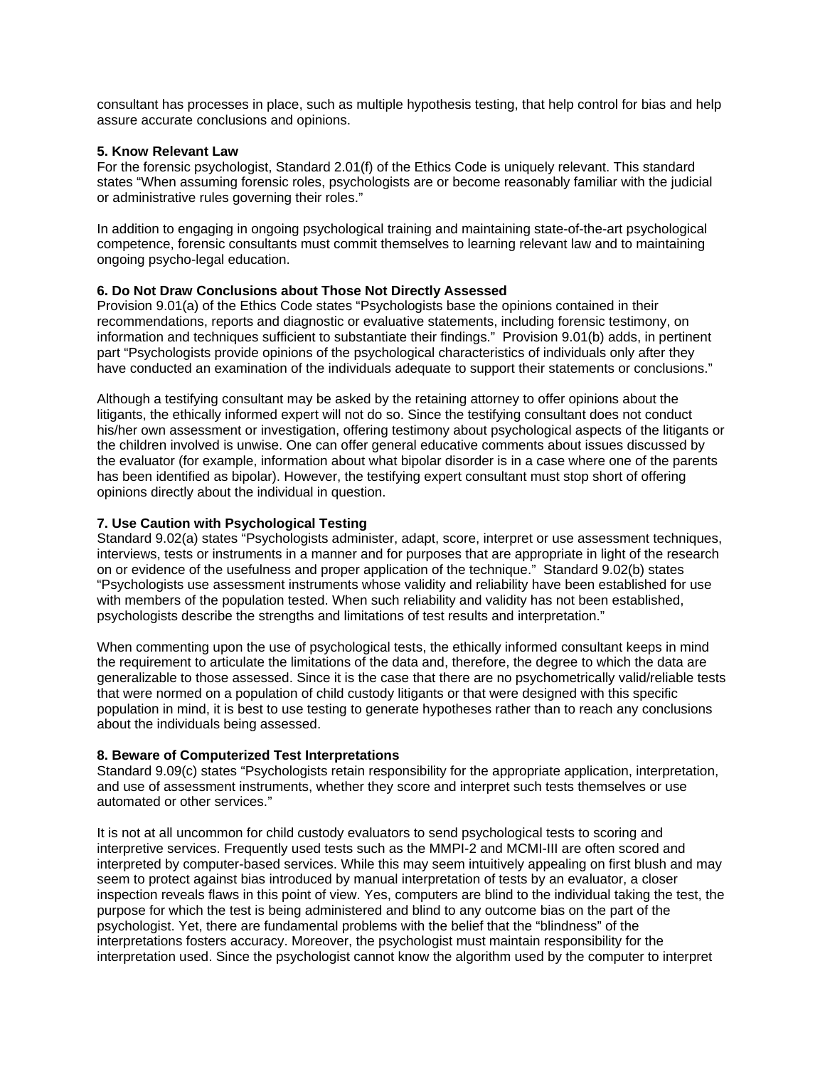consultant has processes in place, such as multiple hypothesis testing, that help control for bias and help assure accurate conclusions and opinions.

**5. Know Relevant Law**

For the forensic psychologist, Standard 2.01(f) of the Ethics Code is uniquely relevant. This standard states "When assuming forensic roles, psychologists are or become reasonably familiar with the judicial or administrative rules governing their roles."

In addition to engaging in ongoing psychological training and maintaining state-of-the-art psychological competence, forensic consultants must commit themselves to learning relevant law and to maintaining ongoing psycho-legal education.

**6. Do Not Draw Conclusions about Those Not Directly Assessed**

Provision 9.01(a) of the Ethics Code states "Psychologists base the opinions contained in their recommendations, reports and diagnostic or evaluative statements, including forensic testimony, on information and techniques sufficient to substantiate their findings." Provision 9.01(b) adds, in pertinent part "Psychologists provide opinions of the psychological characteristics of individuals only after they have conducted an examination of the individuals adequate to support their statements or conclusions."

Although a testifying consultant may be asked by the retaining attorney to offer opinions about the litigants, the ethically informed expert will not do so. Since the testifying consultant does not conduct his/her own assessment or investigation, offering testimony about psychological aspects of the litigants or the children involved is unwise. One can offer general educative comments about issues discussed by the evaluator (for example, information about what bipolar disorder is in a case where one of the parents has been identified as bipolar). However, the testifying expert consultant must stop short of offering opinions directly about the individual in question.

**7. Use Caution with Psychological Testing**

Standard 9.02(a) states "Psychologists administer, adapt, score, interpret or use assessment techniques, interviews, tests or instruments in a manner and for purposes that are appropriate in light of the research on or evidence of the usefulness and proper application of the technique." Standard 9.02(b) states "Psychologists use assessment instruments whose validity and reliability have been established for use with members of the population tested. When such reliability and validity has not been established, psychologists describe the strengths and limitations of test results and interpretation."

When commenting upon the use of psychological tests, the ethically informed consultant keeps in mind the requirement to articulate the limitations of the data and, therefore, the degree to which the data are generalizable to those assessed. Since it is the case that there are no psychometrically valid/reliable tests that were normed on a population of child custody litigants or that were designed with this specific population in mind, it is best to use testing to generate hypotheses rather than to reach any conclusions about the individuals being assessed.

**8. Beware of Computerized Test Interpretations**

Standard 9.09(c) states "Psychologists retain responsibility for the appropriate application, interpretation, and use of assessment instruments, whether they score and interpret such tests themselves or use automated or other services."

It is not at all uncommon for child custody evaluators to send psychological tests to scoring and interpretive services. Frequently used tests such as the MMPI-2 and MCMI-III are often scored and interpreted by computer-based services. While this may seem intuitively appealing on first blush and may seem to protect against bias introduced by manual interpretation of tests by an evaluator, a closer inspection reveals flaws in this point of view. Yes, computers are blind to the individual taking the test, the purpose for which the test is being administered and blind to any outcome bias on the part of the psychologist. Yet, there are fundamental problems with the belief that the "blindness" of the interpretations fosters accuracy. Moreover, the psychologist must maintain responsibility for the interpretation used. Since the psychologist cannot know the algorithm used by the computer to interpret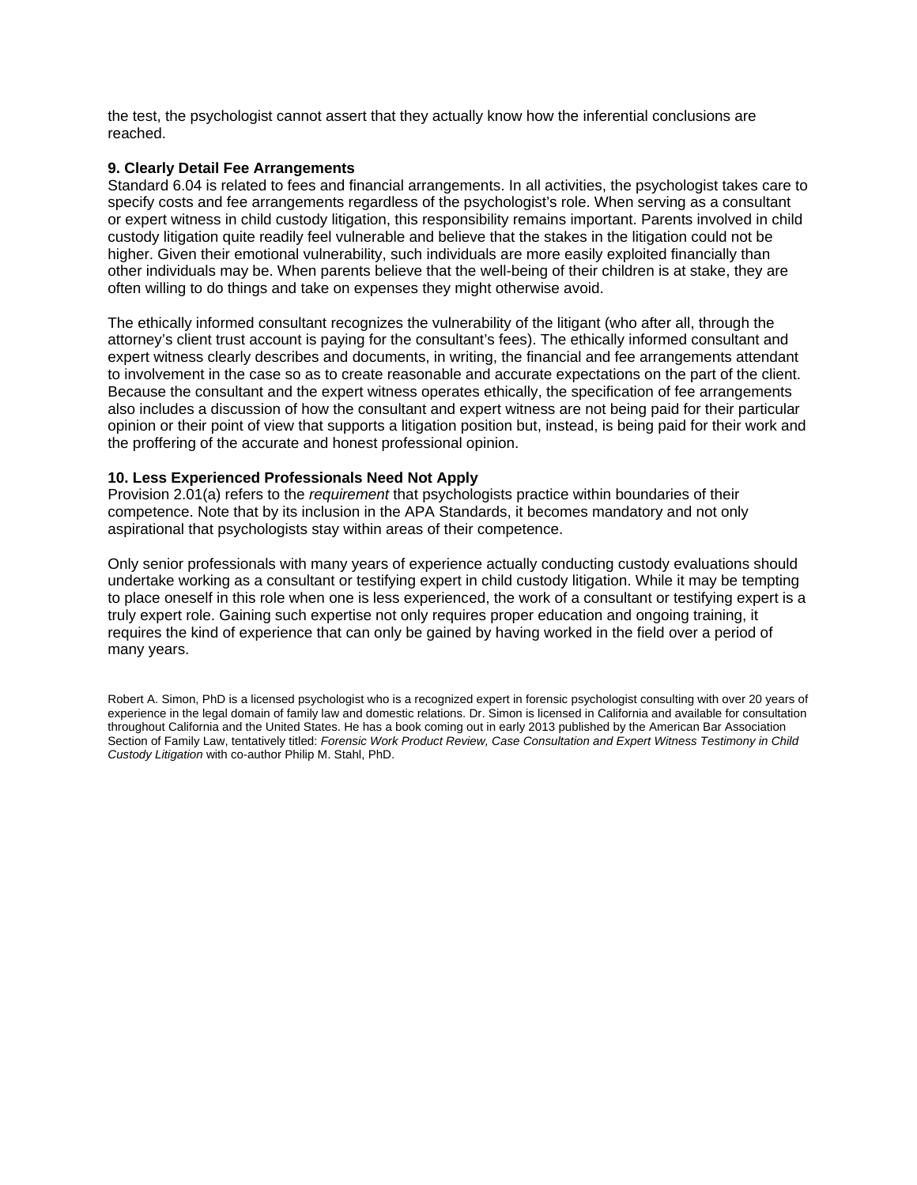the test, the psychologist cannot assert that they actually know how the inferential conclusions are reached.

**9. Clearly Detail Fee Arrangements**

Standard 6.04 is related to fees and financial arrangements. In all activities, the psychologist takes care to specify costs and fee arrangements regardless of the psychologist's role. When serving as a consultant or expert witness in child custody litigation, this responsibility remains important. Parents involved in child custody litigation quite readily feel vulnerable and believe that the stakes in the litigation could not be higher. Given their emotional vulnerability, such individuals are more easily exploited financially than other individuals may be. When parents believe that the well-being of their children is at stake, they are often willing to do things and take on expenses they might otherwise avoid.

The ethically informed consultant recognizes the vulnerability of the litigant (who after all, through the attorney's client trust account is paying for the consultant's fees). The ethically informed consultant and expert witness clearly describes and documents, in writing, the financial and fee arrangements attendant to involvement in the case so as to create reasonable and accurate expectations on the part of the client. Because the consultant and the expert witness operates ethically, the specification of fee arrangements also includes a discussion of how the consultant and expert witness are not being paid for their particular opinion or their point of view that supports a litigation position but, instead, is being paid for their work and the proffering of the accurate and honest professional opinion.

**10. Less Experienced Professionals Need Not Apply**

Provision 2.01(a) refers to the *requirement* that psychologists practice within boundaries of their competence. Note that by its inclusion in the APA Standards, it becomes mandatory and not only aspirational that psychologists stay within areas of their competence.

Only senior professionals with many years of experience actually conducting custody evaluations should undertake working as a consultant or testifying expert in child custody litigation. While it may be tempting to place oneself in this role when one is less experienced, the work of a consultant or testifying expert is a truly expert role. Gaining such expertise not only requires proper education and ongoing training, it requires the kind of experience that can only be gained by having worked in the field over a period of many years.

Robert A. Simon, PhD is a licensed psychologist who is a recognized expert in forensic psychologist consulting with over 20 years of experience in the legal domain of family law and domestic relations. Dr. Simon is licensed in California and available for consultation throughout California and the United States. He has a book coming out in early 2013 published by the American Bar Association Section of Family Law, tentatively titled: *Forensic Work Product Review, Case Consultation and Expert Witness Testimony in Child Custody Litigation* with co-author Philip M. Stahl, PhD.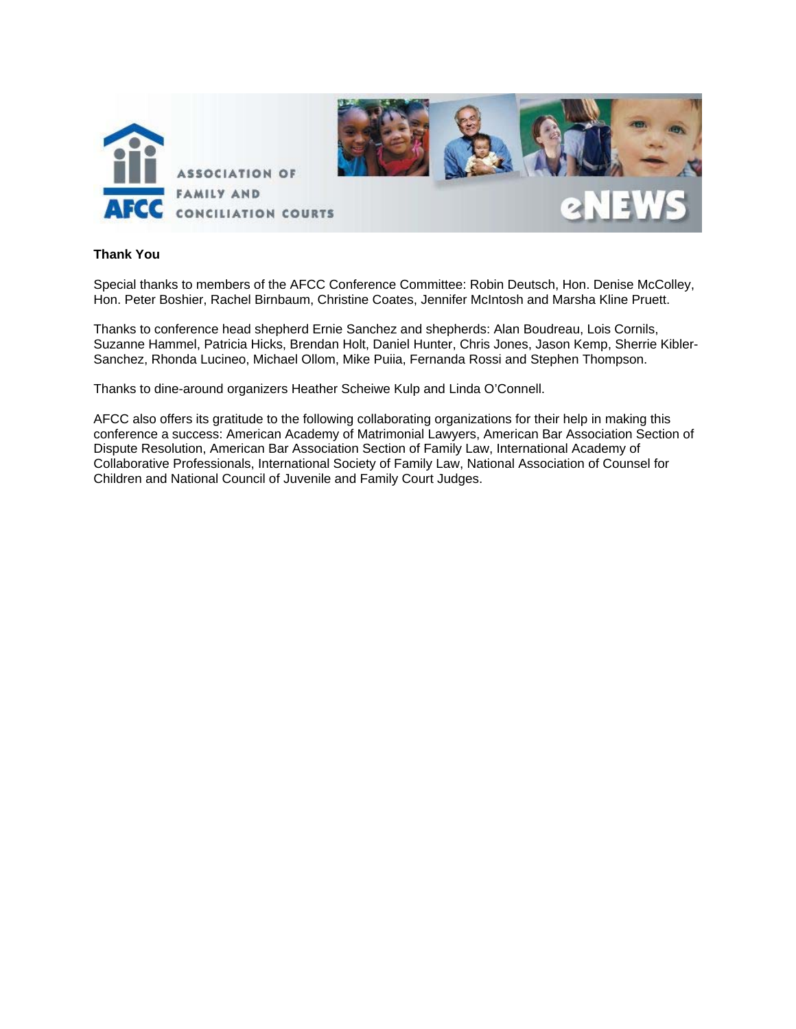**Thank You**

Special thanks to members of the AFCC Conference Committee: Robin Deutsch, Hon. Denise McColley, Hon. Peter Boshier, Rachel Birnbaum, Christine Coates, Jennifer McIntosh and Marsha Kline Pruett.

Thanks to conference head shepherd Ernie Sanchez and shepherds: Alan Boudreau, Lois Cornils, Suzanne Hammel, Patricia Hicks, Brendan Holt, Daniel Hunter, Chris Jones, Jason Kemp, Sherrie Kibler-Sanchez, Rhonda Lucineo, Michael Ollom, Mike Puiia, Fernanda Rossi and Stephen Thompson.

Thanks to dine-around organizers Heather Scheiwe Kulp and Linda O'Connell.

AFCC also offers its gratitude to the following collaborating organizations for their help in making this conference a success: American Academy of Matrimonial Lawyers, American Bar Association Section of Dispute Resolution, American Bar Association Section of Family Law, International Academy of Collaborative Professionals, International Society of Family Law, National Association of Counsel for Children and National Council of Juvenile and Family Court Judges.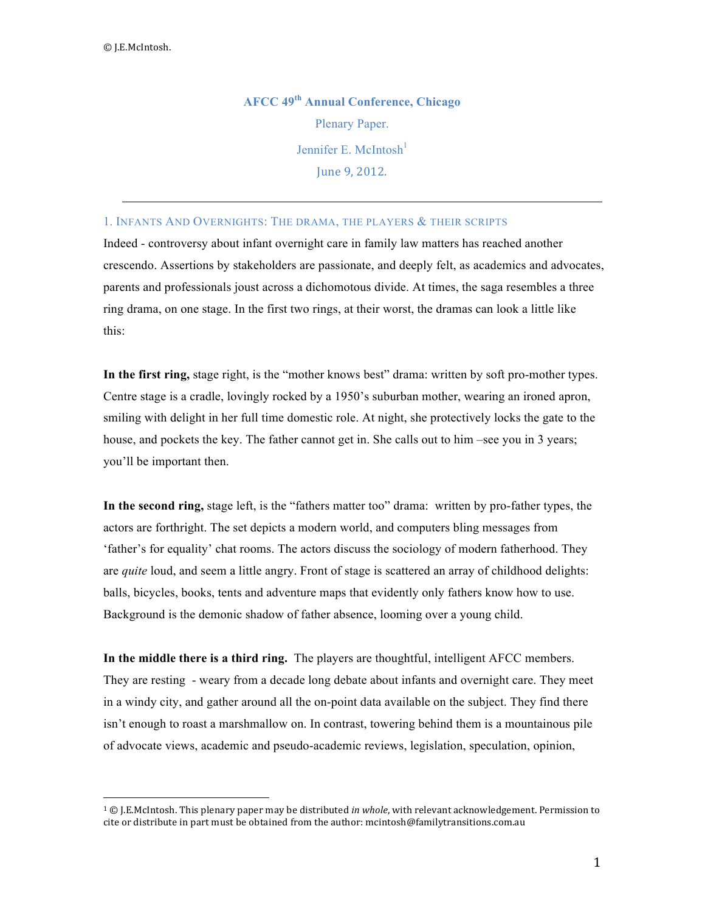# AFCC 49th Annual Conference, Chicago

Plenary Paper.

Jennifer E. McIntosh[1]

June 9, 2012.

---

## 1. Infants And Overnights: The drama, the players & their scripts

Indeed - controversy about infant overnight care in family law matters has reached another crescendo. Assertions by stakeholders are passionate, and deeply felt, as academics and advocates, parents and professionals joust across a dichomotous divide. At times, the saga resembles a three ring drama, on one stage. In the first two rings, at their worst, the dramas can look a little like this:

**In the first ring,** stage right, is the "mother knows best" drama: written by soft pro-mother types. Centre stage is a cradle, lovingly rocked by a 1950's suburban mother, wearing an ironed apron, smiling with delight in her full time domestic role. At night, she protectively locks the gate to the house, and pockets the key. The father cannot get in. She calls out to him –see you in 3 years; you'll be important then.

**In the second ring,** stage left, is the "fathers matter too" drama: written by pro-father types, the actors are forthright. The set depicts a modern world, and computers bling messages from 'father's for equality' chat rooms. The actors discuss the sociology of modern fatherhood. They are *quite* loud, and seem a little angry. Front of stage is scattered an array of childhood delights: balls, bicycles, books, tents and adventure maps that evidently only fathers know how to use. Background is the demonic shadow of father absence, looming over a young child.

**In the middle there is a third ring.** The players are thoughtful, intelligent AFCC members. They are resting - weary from a decade long debate about infants and overnight care. They meet in a windy city, and gather around all the on-point data available on the subject. They find there isn't enough to roast a marshmallow on. In contrast, towering behind them is a mountainous pile of advocate views, academic and pseudo-academic reviews, legislation, speculation, opinion,

---

[1] © J.E.McIntosh. This plenary paper may be distributed *in whole*, with relevant acknowledgement. Permission to cite or distribute in part must be obtained from the author: mcintosh@familytransitions.com.au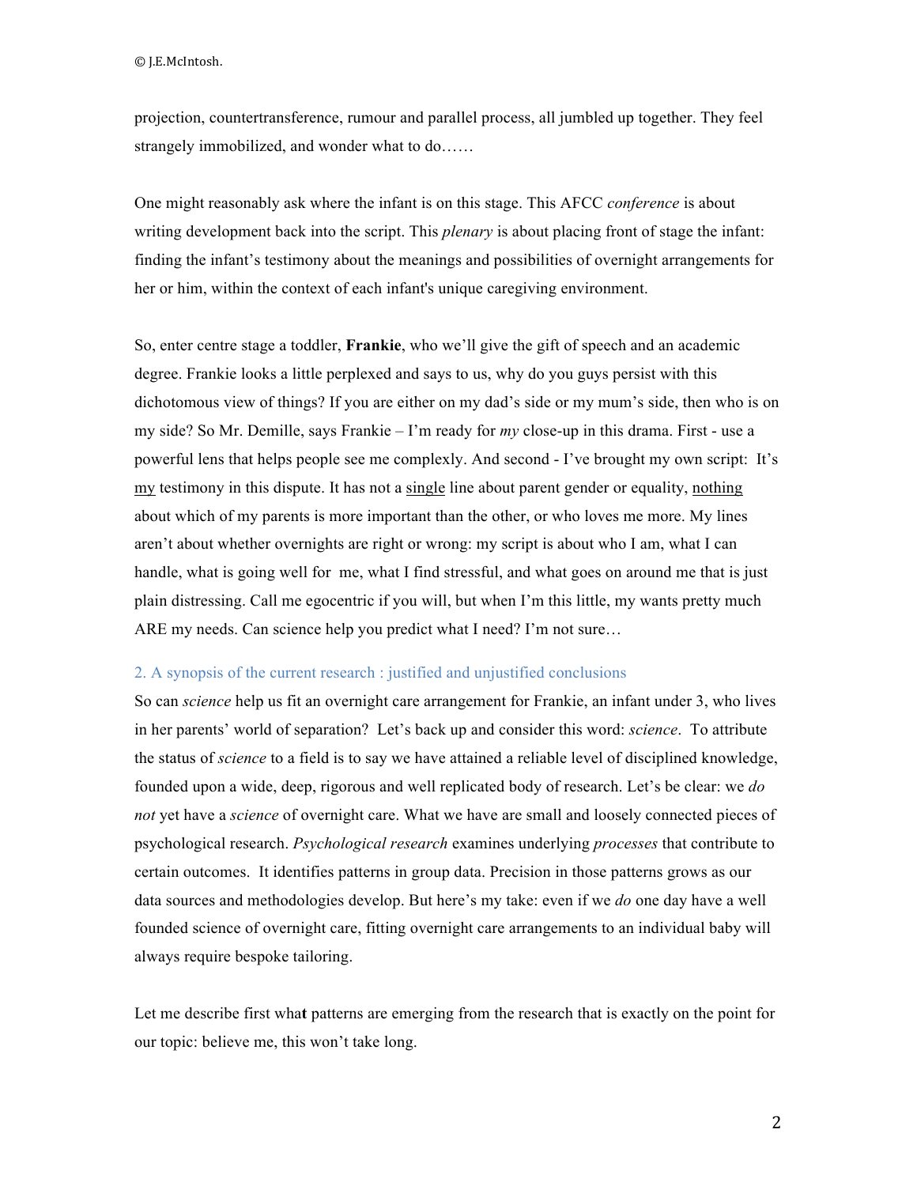projection, countertransference, rumour and parallel process, all jumbled up together. They feel strangely immobilized, and wonder what to do……

One might reasonably ask where the infant is on this stage. This AFCC *conference* is about writing development back into the script. This *plenary* is about placing front of stage the infant: finding the infant's testimony about the meanings and possibilities of overnight arrangements for her or him, within the context of each infant's unique caregiving environment.

So, enter centre stage a toddler, **Frankie**, who we'll give the gift of speech and an academic degree. Frankie looks a little perplexed and says to us, why do you guys persist with this dichotomous view of things? If you are either on my dad's side or my mum's side, then who is on my side? So Mr. Demille, says Frankie – I'm ready for *my* close-up in this drama. First - use a powerful lens that helps people see me complexly. And second - I've brought my own script: It's <u>my</u> testimony in this dispute. It has not a <u>single</u> line about parent gender or equality, <u>nothing</u> about which of my parents is more important than the other, or who loves me more. My lines aren't about whether overnights are right or wrong: my script is about who I am, what I can handle, what is going well for me, what I find stressful, and what goes on around me that is just plain distressing. Call me egocentric if you will, but when I'm this little, my wants pretty much ARE my needs. Can science help you predict what I need? I'm not sure…

## 2. A synopsis of the current research : justified and unjustified conclusions

So can *science* help us fit an overnight care arrangement for Frankie, an infant under 3, who lives in her parents' world of separation? Let's back up and consider this word: *science*. To attribute the status of *science* to a field is to say we have attained a reliable level of disciplined knowledge, founded upon a wide, deep, rigorous and well replicated body of research. Let's be clear: we *do not* yet have a *science* of overnight care. What we have are small and loosely connected pieces of psychological research. *Psychological research* examines underlying *processes* that contribute to certain outcomes. It identifies patterns in group data. Precision in those patterns grows as our data sources and methodologies develop. But here's my take: even if we *do* one day have a well founded science of overnight care, fitting overnight care arrangements to an individual baby will always require bespoke tailoring.

Let me describe first what patterns are emerging from the research that is exactly on the point for our topic: believe me, this won't take long.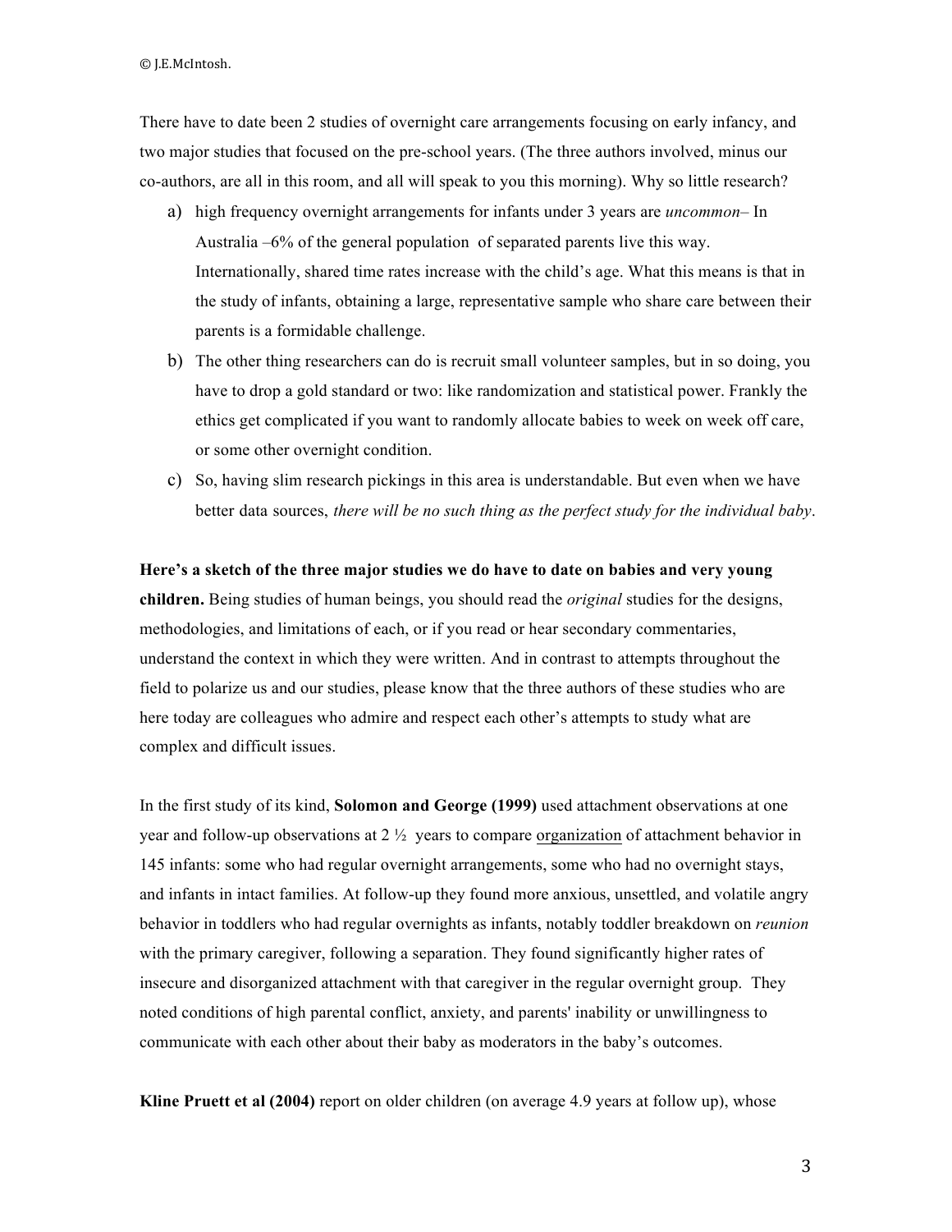There have to date been 2 studies of overnight care arrangements focusing on early infancy, and two major studies that focused on the pre-school years. (The three authors involved, minus our co-authors, are all in this room, and all will speak to you this morning). Why so little research?

a) high frequency overnight arrangements for infants under 3 years are *uncommon*– In Australia –6% of the general population of separated parents live this way. Internationally, shared time rates increase with the child's age. What this means is that in the study of infants, obtaining a large, representative sample who share care between their parents is a formidable challenge.
b) The other thing researchers can do is recruit small volunteer samples, but in so doing, you have to drop a gold standard or two: like randomization and statistical power. Frankly the ethics get complicated if you want to randomly allocate babies to week on week off care, or some other overnight condition.
c) So, having slim research pickings in this area is understandable. But even when we have better data sources, *there will be no such thing as the perfect study for the individual baby*.

**Here's a sketch of the three major studies we do have to date on babies and very young children.** Being studies of human beings, you should read the *original* studies for the designs, methodologies, and limitations of each, or if you read or hear secondary commentaries, understand the context in which they were written. And in contrast to attempts throughout the field to polarize us and our studies, please know that the three authors of these studies who are here today are colleagues who admire and respect each other's attempts to study what are complex and difficult issues.

In the first study of its kind, **Solomon and George (1999)** used attachment observations at one year and follow-up observations at 2 ½ years to compare <u>organization</u> of attachment behavior in 145 infants: some who had regular overnight arrangements, some who had no overnight stays, and infants in intact families. At follow-up they found more anxious, unsettled, and volatile angry behavior in toddlers who had regular overnights as infants, notably toddler breakdown on *reunion* with the primary caregiver, following a separation. They found significantly higher rates of insecure and disorganized attachment with that caregiver in the regular overnight group. They noted conditions of high parental conflict, anxiety, and parents' inability or unwillingness to communicate with each other about their baby as moderators in the baby's outcomes.

**Kline Pruett et al (2004)** report on older children (on average 4.9 years at follow up), whose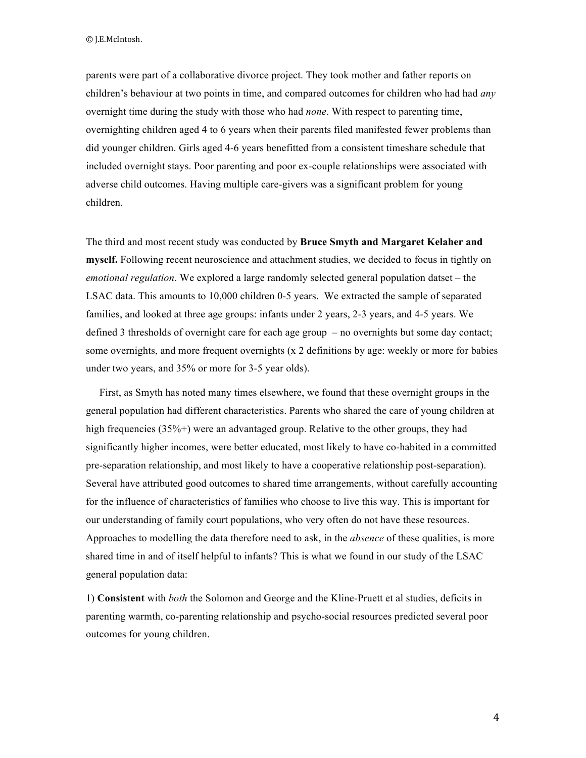parents were part of a collaborative divorce project. They took mother and father reports on children's behaviour at two points in time, and compared outcomes for children who had had *any* overnight time during the study with those who had *none*. With respect to parenting time, overnighting children aged 4 to 6 years when their parents filed manifested fewer problems than did younger children. Girls aged 4-6 years benefitted from a consistent timeshare schedule that included overnight stays. Poor parenting and poor ex-couple relationships were associated with adverse child outcomes. Having multiple care-givers was a significant problem for young children.

The third and most recent study was conducted by **Bruce Smyth and Margaret Kelaher and myself.** Following recent neuroscience and attachment studies, we decided to focus in tightly on *emotional regulation*. We explored a large randomly selected general population datset – the LSAC data. This amounts to 10,000 children 0-5 years. We extracted the sample of separated families, and looked at three age groups: infants under 2 years, 2-3 years, and 4-5 years. We defined 3 thresholds of overnight care for each age group – no overnights but some day contact; some overnights, and more frequent overnights (x 2 definitions by age: weekly or more for babies under two years, and 35% or more for 3-5 year olds).

First, as Smyth has noted many times elsewhere, we found that these overnight groups in the general population had different characteristics. Parents who shared the care of young children at high frequencies (35%+) were an advantaged group. Relative to the other groups, they had significantly higher incomes, were better educated, most likely to have co-habited in a committed pre-separation relationship, and most likely to have a cooperative relationship post-separation). Several have attributed good outcomes to shared time arrangements, without carefully accounting for the influence of characteristics of families who choose to live this way. This is important for our understanding of family court populations, who very often do not have these resources. Approaches to modelling the data therefore need to ask, in the *absence* of these qualities, is more shared time in and of itself helpful to infants? This is what we found in our study of the LSAC general population data:

1) **Consistent** with *both* the Solomon and George and the Kline-Pruett et al studies, deficits in parenting warmth, co-parenting relationship and psycho-social resources predicted several poor outcomes for young children.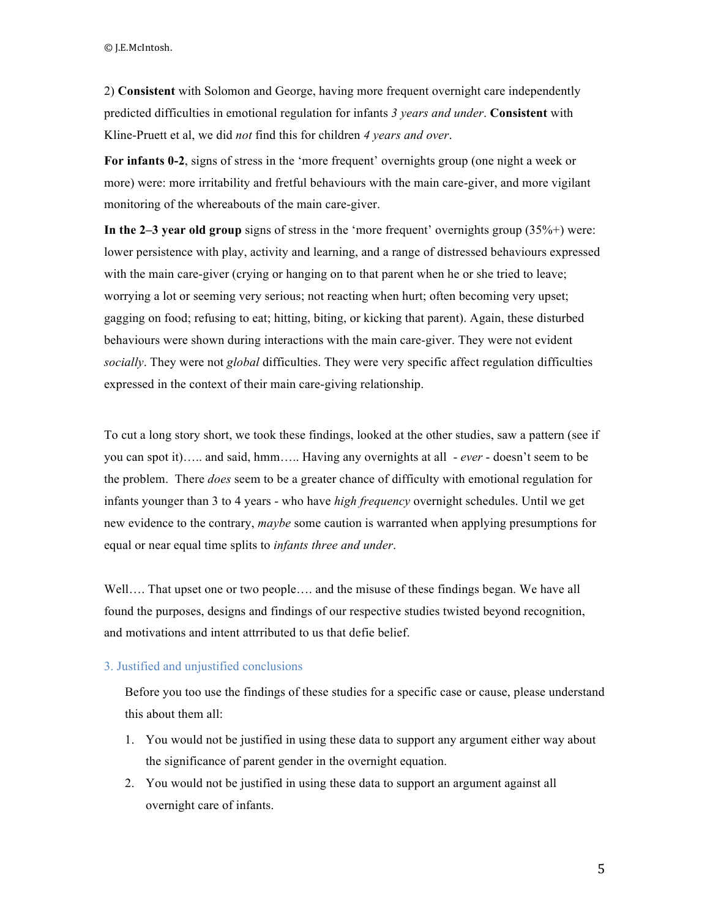2) **Consistent** with Solomon and George, having more frequent overnight care independently predicted difficulties in emotional regulation for infants *3 years and under*. **Consistent** with Kline-Pruett et al, we did *not* find this for children *4 years and over*.

**For infants 0-2**, signs of stress in the 'more frequent' overnights group (one night a week or more) were: more irritability and fretful behaviours with the main care-giver, and more vigilant monitoring of the whereabouts of the main care-giver.

**In the 2–3 year old group** signs of stress in the 'more frequent' overnights group (35%+) were: lower persistence with play, activity and learning, and a range of distressed behaviours expressed with the main care-giver (crying or hanging on to that parent when he or she tried to leave; worrying a lot or seeming very serious; not reacting when hurt; often becoming very upset; gagging on food; refusing to eat; hitting, biting, or kicking that parent). Again, these disturbed behaviours were shown during interactions with the main care-giver. They were not evident *socially*. They were not *global* difficulties. They were very specific affect regulation difficulties expressed in the context of their main care-giving relationship.

To cut a long story short, we took these findings, looked at the other studies, saw a pattern (see if you can spot it)….. and said, hmm….. Having any overnights at all - *ever* - doesn't seem to be the problem. There *does* seem to be a greater chance of difficulty with emotional regulation for infants younger than 3 to 4 years - who have *high frequency* overnight schedules. Until we get new evidence to the contrary, *maybe* some caution is warranted when applying presumptions for equal or near equal time splits to *infants three and under*.

Well…. That upset one or two people…. and the misuse of these findings began. We have all found the purposes, designs and findings of our respective studies twisted beyond recognition, and motivations and intent attrributed to us that defie belief.

## 3. Justified and unjustified conclusions

Before you too use the findings of these studies for a specific case or cause, please understand this about them all:

1. You would not be justified in using these data to support any argument either way about the significance of parent gender in the overnight equation.
2. You would not be justified in using these data to support an argument against all overnight care of infants.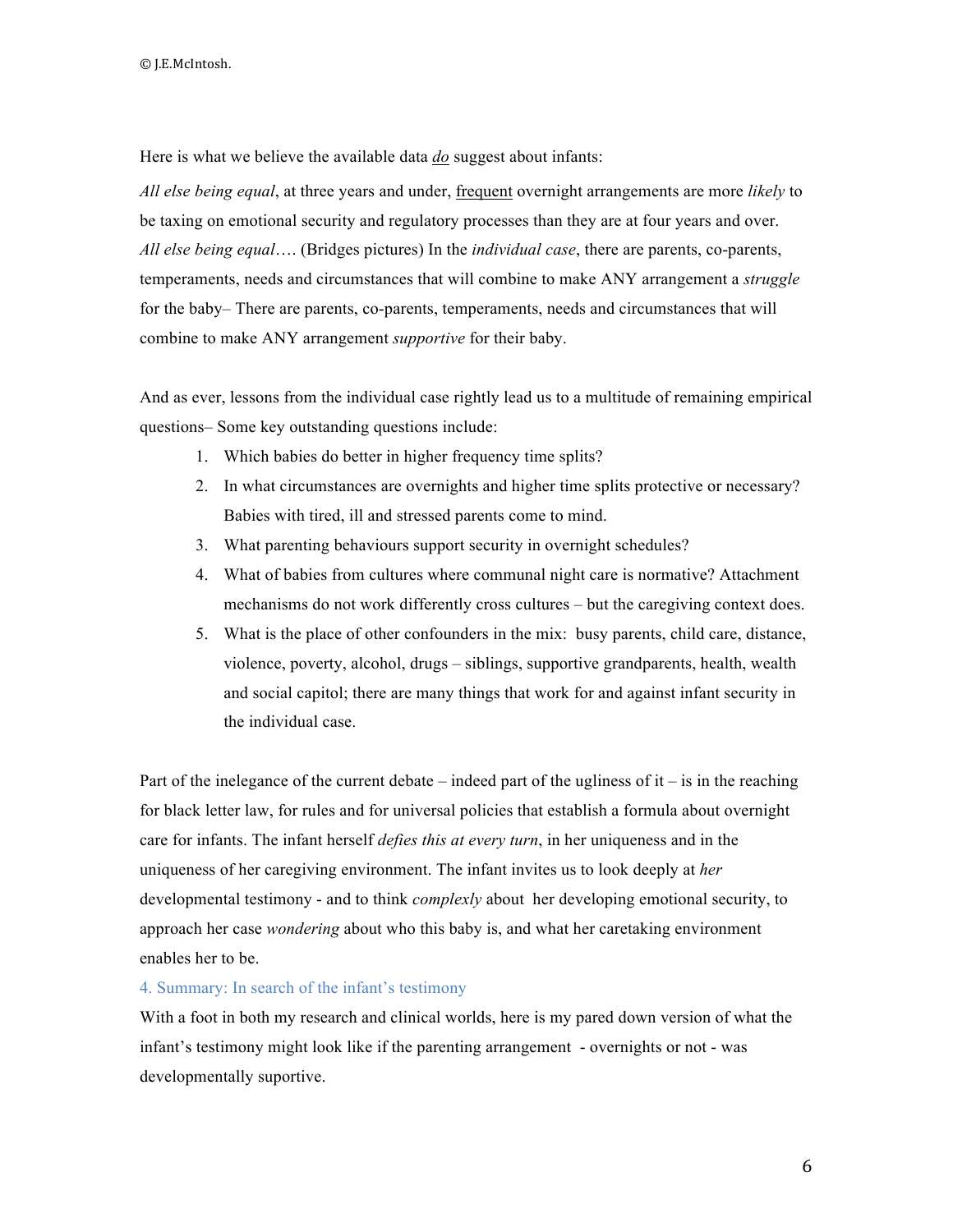Here is what we believe the available data *do* suggest about infants:

*All else being equal*, at three years and under, frequent overnight arrangements are more *likely* to be taxing on emotional security and regulatory processes than they are at four years and over. *All else being equal*…. (Bridges pictures) In the *individual case*, there are parents, co-parents, temperaments, needs and circumstances that will combine to make ANY arrangement a *struggle* for the baby– There are parents, co-parents, temperaments, needs and circumstances that will combine to make ANY arrangement *supportive* for their baby.

And as ever, lessons from the individual case rightly lead us to a multitude of remaining empirical questions– Some key outstanding questions include:

1. Which babies do better in higher frequency time splits?
2. In what circumstances are overnights and higher time splits protective or necessary? Babies with tired, ill and stressed parents come to mind.
3. What parenting behaviours support security in overnight schedules?
4. What of babies from cultures where communal night care is normative? Attachment mechanisms do not work differently cross cultures – but the caregiving context does.
5. What is the place of other confounders in the mix: busy parents, child care, distance, violence, poverty, alcohol, drugs – siblings, supportive grandparents, health, wealth and social capitol; there are many things that work for and against infant security in the individual case.

Part of the inelegance of the current debate – indeed part of the ugliness of it – is in the reaching for black letter law, for rules and for universal policies that establish a formula about overnight care for infants. The infant herself *defies this at every turn*, in her uniqueness and in the uniqueness of her caregiving environment. The infant invites us to look deeply at *her* developmental testimony - and to think *complexly* about her developing emotional security, to approach her case *wondering* about who this baby is, and what her caretaking environment enables her to be.

## 4. Summary: In search of the infant's testimony

With a foot in both my research and clinical worlds, here is my pared down version of what the infant's testimony might look like if the parenting arrangement - overnights or not - was developmentally suportive.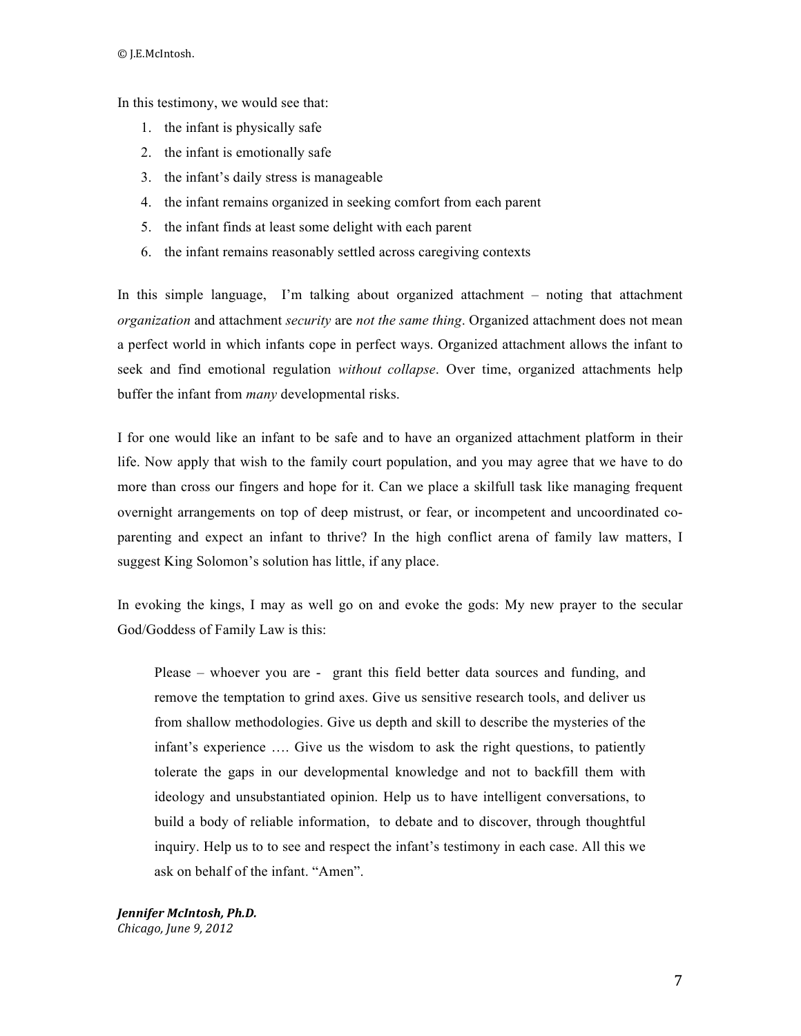In this testimony, we would see that:

1. the infant is physically safe
2. the infant is emotionally safe
3. the infant's daily stress is manageable
4. the infant remains organized in seeking comfort from each parent
5. the infant finds at least some delight with each parent
6. the infant remains reasonably settled across caregiving contexts

In this simple language, I'm talking about organized attachment – noting that attachment *organization* and attachment *security* are *not the same thing*. Organized attachment does not mean a perfect world in which infants cope in perfect ways. Organized attachment allows the infant to seek and find emotional regulation *without collapse*. Over time, organized attachments help buffer the infant from *many* developmental risks.

I for one would like an infant to be safe and to have an organized attachment platform in their life. Now apply that wish to the family court population, and you may agree that we have to do more than cross our fingers and hope for it. Can we place a skilfull task like managing frequent overnight arrangements on top of deep mistrust, or fear, or incompetent and uncoordinated co-parenting and expect an infant to thrive? In the high conflict arena of family law matters, I suggest King Solomon's solution has little, if any place.

In evoking the kings, I may as well go on and evoke the gods: My new prayer to the secular God/Goddess of Family Law is this:

> Please – whoever you are - grant this field better data sources and funding, and remove the temptation to grind axes. Give us sensitive research tools, and deliver us from shallow methodologies. Give us depth and skill to describe the mysteries of the infant's experience …. Give us the wisdom to ask the right questions, to patiently tolerate the gaps in our developmental knowledge and not to backfill them with ideology and unsubstantiated opinion. Help us to have intelligent conversations, to build a body of reliable information, to debate and to discover, through thoughtful inquiry. Help us to to see and respect the infant's testimony in each case. All this we ask on behalf of the infant. "Amen".

***Jennifer McIntosh, Ph.D.***
*Chicago, June 9, 2012*